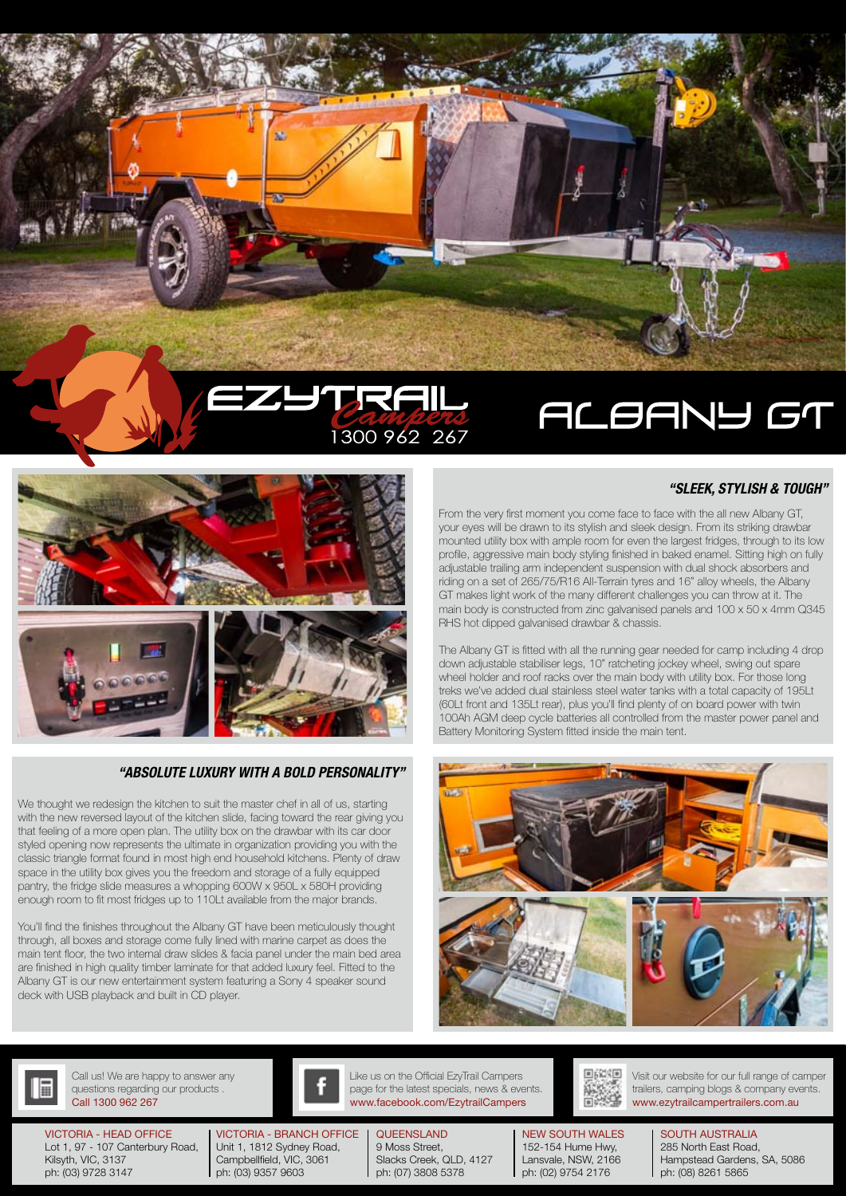# EZYTRAIL Campers

1300 962 267

# ALBANY GT

## "SLEEK, STYLISH & TOUGH"

From the very first moment you come face to face with the all new Albany GT, your eyes will be drawn to its stylish and sleek design. From its striking drawbar mounted utility box with ample room for even the largest fridges, through to its low profile, aggressive main body styling finished in baked enamel. Sitting high on fully adjustable trailing arm independent suspension with dual shock absorbers and riding on a set of 265/75/R16 All-Terrain tyres and 16" alloy wheels, the Albany GT makes light work of the many different challenges you can throw at it. The main body is constructed from zinc galvanised panels and 100 x 50 x 4mm Q345 RHS hot dipped galvanised drawbar & chassis.

The Albany GT is fitted with all the running gear needed for camp including 4 drop down adjustable stabiliser legs, 10" ratcheting jockey wheel, swing out spare wheel holder and roof racks over the main body with utility box. For those long treks we've added dual stainless steel water tanks with a total capacity of 195Lt (60Lt front and 135Lt rear), plus you'll find plenty of on board power with twin 100Ah AGM deep cycle batteries all controlled from the master power panel and Battery Monitoring System fitted inside the main tent.

## "ABSOLUTE LUXURY WITH A BOLD PERSONALITY"

We thought we redesign the kitchen to suit the master chef in all of us, starting with the new reversed layout of the kitchen slide, facing toward the rear giving you that feeling of a more open plan. The utility box on the drawbar with its car door styled opening now represents the ultimate in organization providing you with the classic triangle format found in most high end household kitchens. Plenty of draw space in the utility box gives you the freedom and storage of a fully equipped pantry, the fridge slide measures a whopping 600W x 950L x 580H providing enough room to fit most fridges up to 110Lt available from the major brands.

You'll find the finishes throughout the Albany GT have been meticulously thought through, all boxes and storage come fully lined with marine carpet as does the main tent floor, the two internal draw slides & facia panel under the main bed area are finished in high quality timber laminate for that added luxury feel. Fitted to the Albany GT is our new entertainment system featuring a Sony 4 speaker sound deck with USB playback and built in CD player.

---

Call us! We are happy to answer any questions regarding our products .
Call 1300 962 267

Like us on the Official EzyTrail Campers page for the latest specials, news & events.
www.facebook.com/EzytrailCampers

Visit our website for our full range of camper trailers, camping blogs & company events.
www.ezytrailcampertrailers.com.au

**VICTORIA - HEAD OFFICE**
Lot 1, 97 - 107 Canterbury Road,
Kilsyth, VIC, 3137
ph: (03) 9728 3147

**VICTORIA - BRANCH OFFICE**
Unit 1, 1812 Sydney Road,
Campbellfield, VIC, 3061
ph: (03) 9357 9603

**QUEENSLAND**
9 Moss Street,
Slacks Creek, QLD, 4127
ph: (07) 3808 5378

**NEW SOUTH WALES**
152-154 Hume Hwy,
Lansvale, NSW, 2166
ph: (02) 9754 2176

**SOUTH AUSTRALIA**
285 North East Road,
Hampstead Gardens, SA, 5086
ph: (08) 8261 5865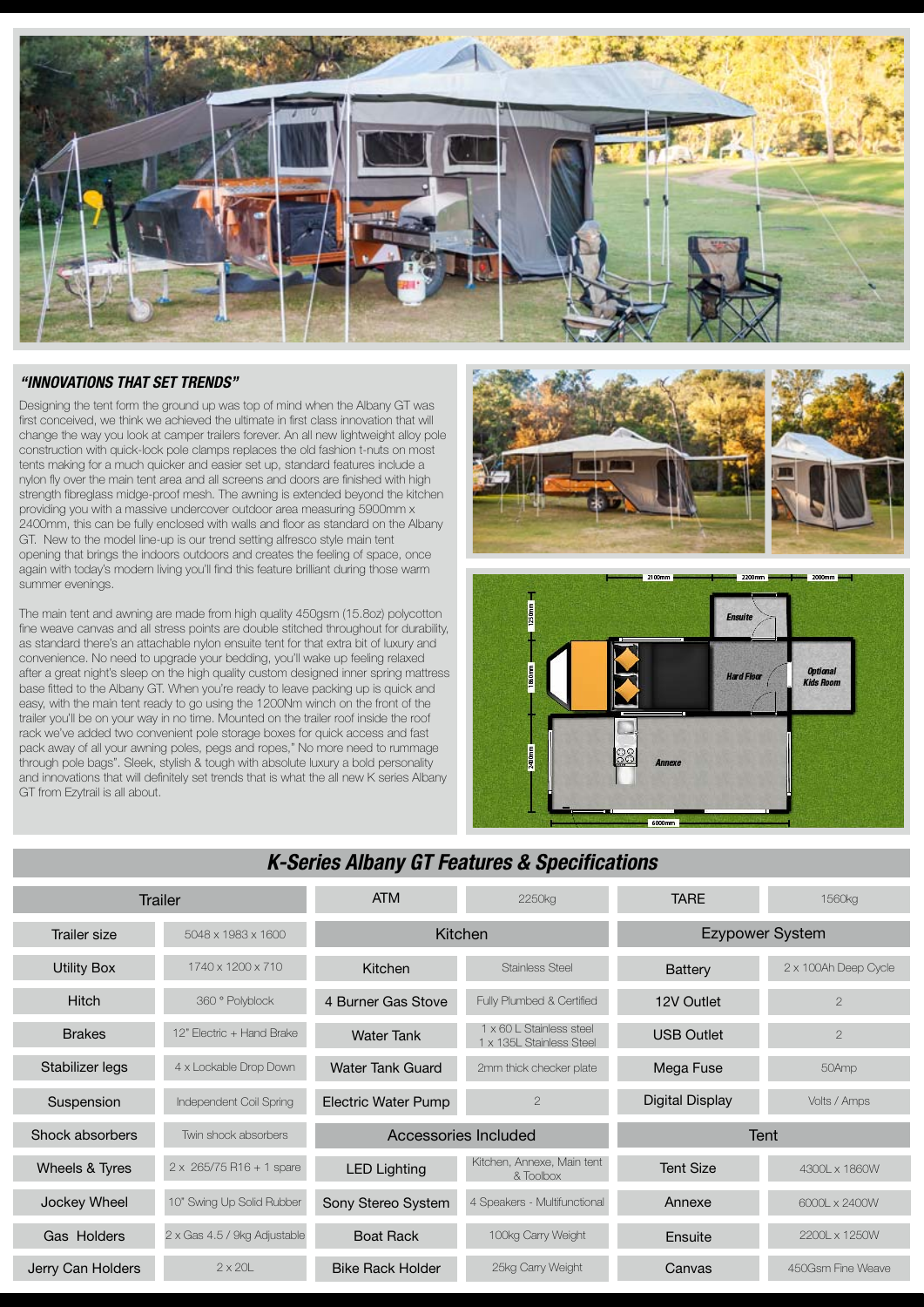### "INNOVATIONS THAT SET TRENDS"

Designing the tent form the ground up was top of mind when the Albany GT was first conceived, we think we achieved the ultimate in first class innovation that will change the way you look at camper trailers forever. An all new lightweight alloy pole construction with quick-lock pole clamps replaces the old fashion t-nuts on most tents making for a much quicker and easier set up, standard features include a nylon fly over the main tent area and all screens and doors are finished with high strength fibreglass midge-proof mesh. The awning is extended beyond the kitchen providing you with a massive undercover outdoor area measuring 5900mm x 2400mm, this can be fully enclosed with walls and floor as standard on the Albany GT. New to the model line-up is our trend setting alfresco style main tent opening that brings the indoors outdoors and creates the feeling of space, once again with today's modern living you'll find this feature brilliant during those warm summer evenings.

The main tent and awning are made from high quality 450gsm (15.8oz) polycotton fine weave canvas and all stress points are double stitched throughout for durability, as standard there's an attachable nylon ensuite tent for that extra bit of luxury and convenience. No need to upgrade your bedding, you'll wake up feeling relaxed after a great night's sleep on the high quality custom designed inner spring mattress base fitted to the Albany GT. When you're ready to leave packing up is quick and easy, with the main tent ready to go using the 1200Nm winch on the front of the trailer you'll be on your way in no time. Mounted on the trailer roof inside the roof rack we've added two convenient pole storage boxes for quick access and fast pack away of all your awning poles, pegs and ropes," No more need to rummage through pole bags". Sleek, stylish & tough with absolute luxury a bold personality and innovations that will definitely set trends that is what the all new K series Albany GT from Ezytrail is all about.

2100mm
2200mm
2000mm
1250mm
1860mm
2400mm
6000mm
Ensuite
Hard Floor
Optional Kids Room
Annexe

## K-Series Albany GT Features & Specifications

| Trailer | | ATM | 2250kg | TARE | 1560kg |
|---|---|---|---|---|---|
| Trailer size | 5048 x 1983 x 1600 | Kitchen | | Ezypower System | |
| Utility Box | 1740 x 1200 x 710 | Kitchen | Stainless Steel | Battery | 2 x 100Ah Deep Cycle |
| Hitch | 360 ° Polyblock | 4 Burner Gas Stove | Fully Plumbed & Certified | 12V Outlet | 2 |
| Brakes | 12" Electric + Hand Brake | Water Tank | 1 x 60 L Stainless steel 1 x 135L Stainless Steel | USB Outlet | 2 |
| Stabilizer legs | 4 x Lockable Drop Down | Water Tank Guard | 2mm thick checker plate | Mega Fuse | 50Amp |
| Suspension | Independent Coil Spring | Electric Water Pump | 2 | Digital Display | Volts / Amps |
| Shock absorbers | Twin shock absorbers | Accessories Included | | Tent | |
| Wheels & Tyres | 2 x 265/75 R16 + 1 spare | LED Lighting | Kitchen, Annexe, Main tent & Toolbox | Tent Size | 4300L x 1860W |
| Jockey Wheel | 10" Swing Up Solid Rubber | Sony Stereo System | 4 Speakers - Multifunctional | Annexe | 6000L x 2400W |
| Gas Holders | 2 x Gas 4.5 / 9kg Adjustable | Boat Rack | 100kg Carry Weight | Ensuite | 2200L x 1250W |
| Jerry Can Holders | 2 x 20L | Bike Rack Holder | 25kg Carry Weight | Canvas | 450Gsm Fine Weave |